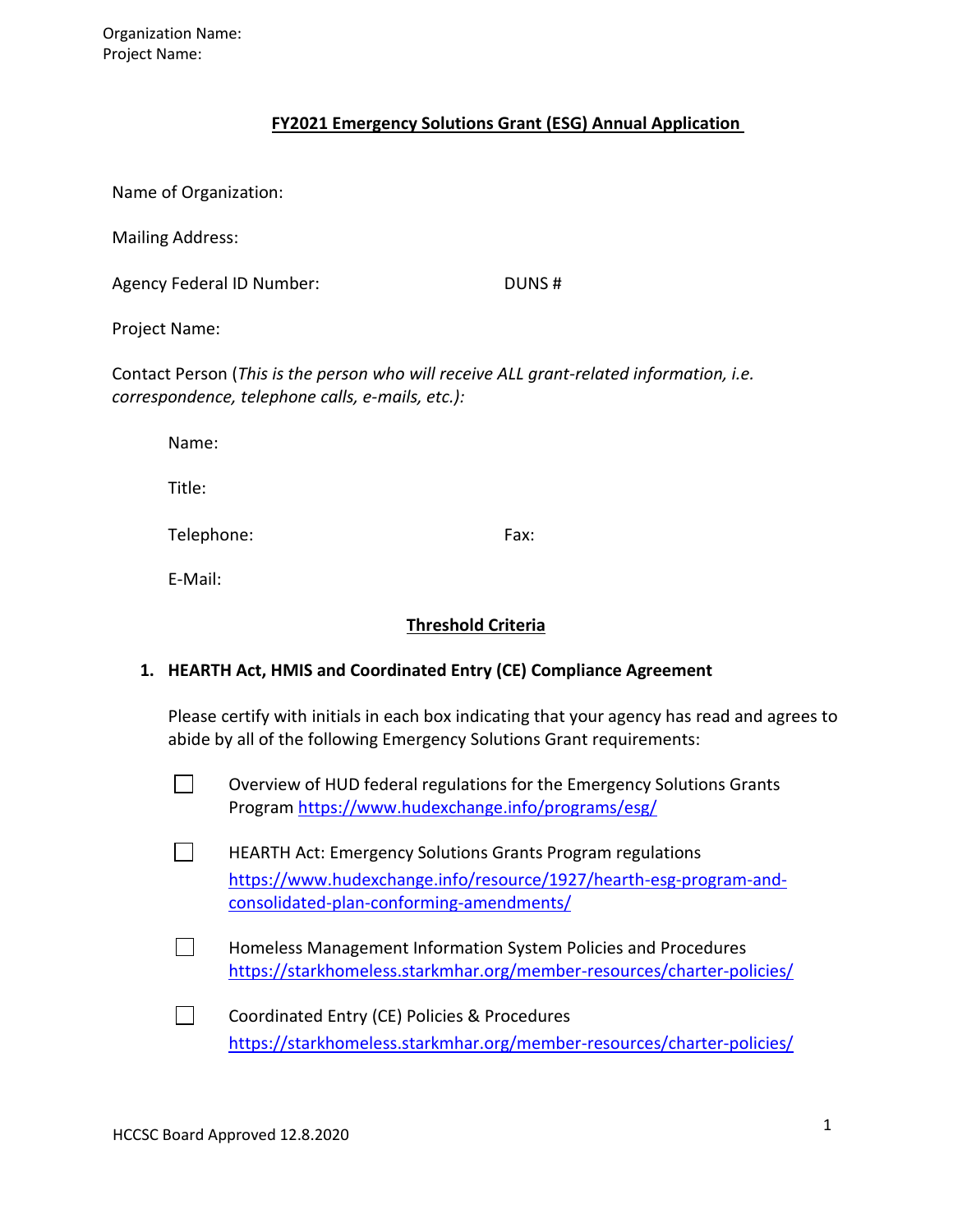Organization Name:
Project Name:

# FY2021 Emergency Solutions Grant (ESG) Annual Application

Name of Organization:

Mailing Address:

Agency Federal ID Number: DUNS #

Project Name:

Contact Person (*This is the person who will receive ALL grant-related information, i.e. correspondence, telephone calls, e-mails, etc.):*

Name:

Title:

Telephone: Fax:

E-Mail:

## Threshold Criteria

**1. HEARTH Act, HMIS and Coordinated Entry (CE) Compliance Agreement**

Please certify with initials in each box indicating that your agency has read and agrees to abide by all of the following Emergency Solutions Grant requirements:

- ☐ Overview of HUD federal regulations for the Emergency Solutions Grants Program https://www.hudexchange.info/programs/esg/
- ☐ HEARTH Act: Emergency Solutions Grants Program regulations https://www.hudexchange.info/resource/1927/hearth-esg-program-and-consolidated-plan-conforming-amendments/
- ☐ Homeless Management Information System Policies and Procedures https://starkhomeless.starkmhar.org/member-resources/charter-policies/
- ☐ Coordinated Entry (CE) Policies & Procedures https://starkhomeless.starkmhar.org/member-resources/charter-policies/

HCCSC Board Approved 12.8.2020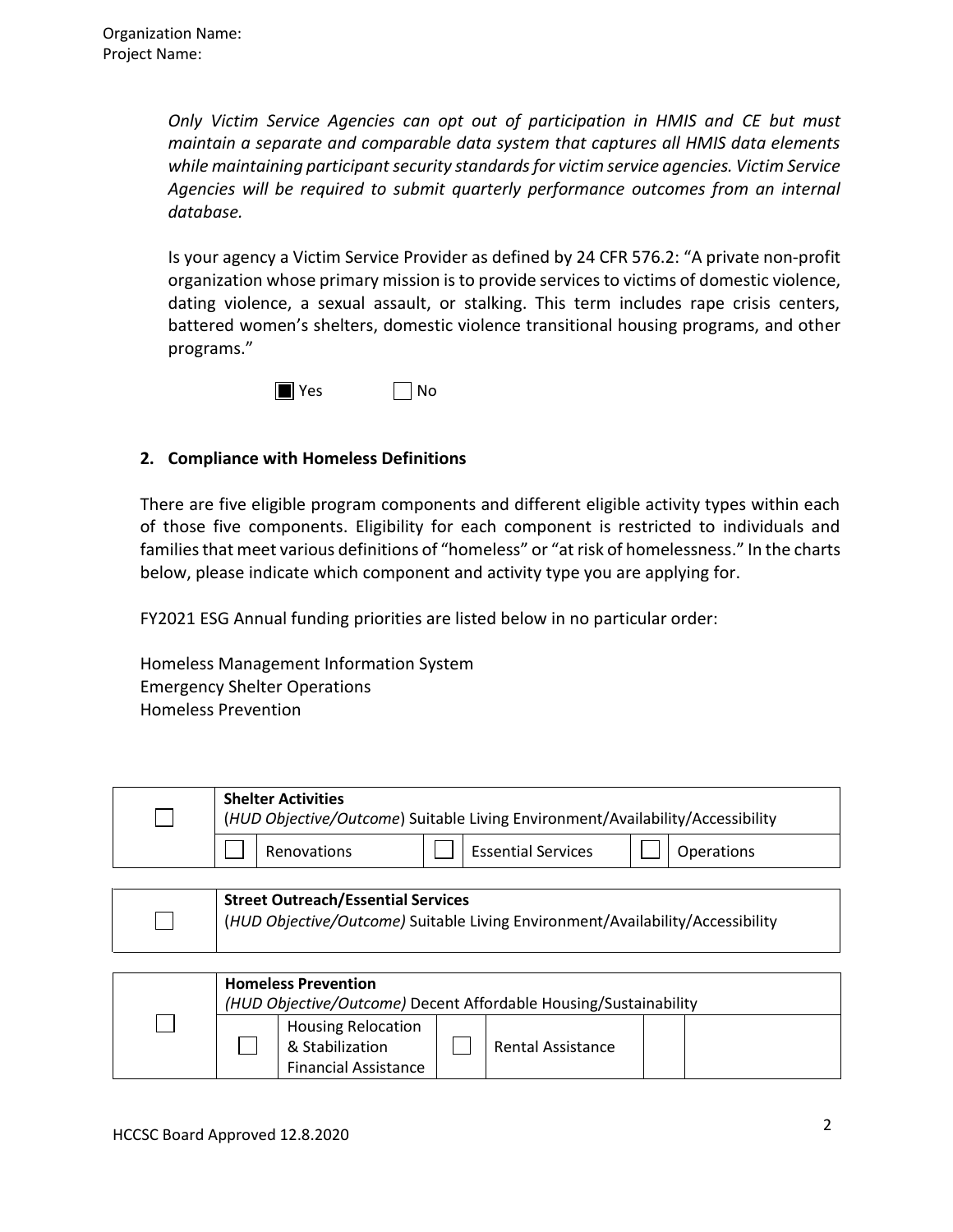Organization Name:
Project Name:

*Only Victim Service Agencies can opt out of participation in HMIS and CE but must maintain a separate and comparable data system that captures all HMIS data elements while maintaining participant security standards for victim service agencies. Victim Service Agencies will be required to submit quarterly performance outcomes from an internal database.*

Is your agency a Victim Service Provider as defined by 24 CFR 576.2: "A private non-profit organization whose primary mission is to provide services to victims of domestic violence, dating violence, a sexual assault, or stalking. This term includes rape crisis centers, battered women's shelters, domestic violence transitional housing programs, and other programs."

☒ Yes ☐ No

## 2. Compliance with Homeless Definitions

There are five eligible program components and different eligible activity types within each of those five components. Eligibility for each component is restricted to individuals and families that meet various definitions of "homeless" or "at risk of homelessness." In the charts below, please indicate which component and activity type you are applying for.

FY2021 ESG Annual funding priorities are listed below in no particular order:

Homeless Management Information System
Emergency Shelter Operations
Homeless Prevention

| ☐ | **Shelter Activities** (*HUD Objective/Outcome*) Suitable Living Environment/Availability/Accessibility | | | | | |
|---|---|---|---|---|---|---|
| | ☐ | Renovations | ☐ | Essential Services | ☐ | Operations |

| ☐ | **Street Outreach/Essential Services** (*HUD Objective/Outcome)* Suitable Living Environment/Availability/Accessibility |
|---|---|

| ☐ | **Homeless Prevention** *(HUD Objective/Outcome)* Decent Affordable Housing/Sustainability | | | | | |
|---|---|---|---|---|---|---|
| | ☐ | Housing Relocation & Stabilization Financial Assistance | ☐ | Rental Assistance | | |

HCCSC Board Approved 12.8.2020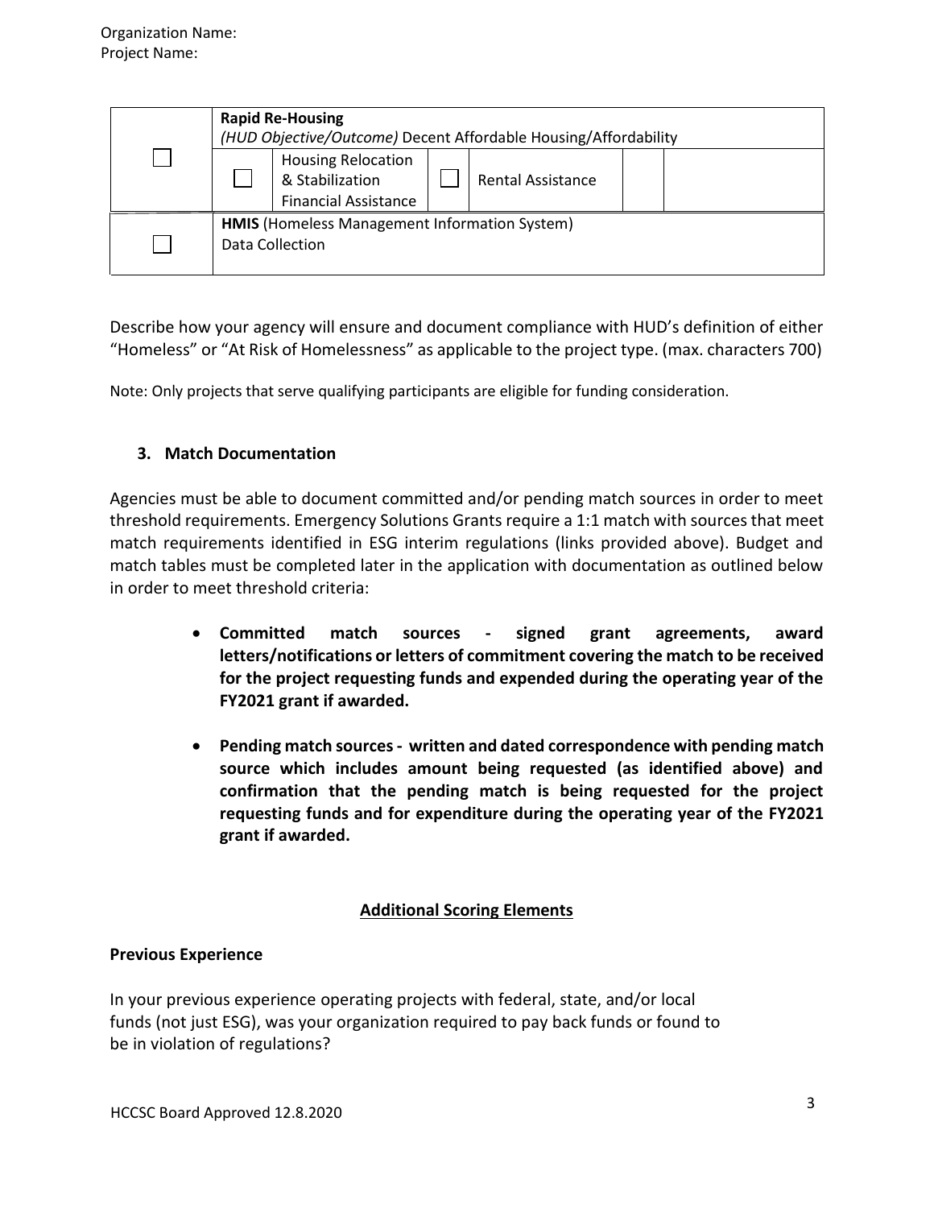Organization Name:
Project Name:

| | **Rapid Re-Housing** *(HUD Objective/Outcome)* Decent Affordable Housing/Affordability | | | | | |
|---|---|---|---|---|---|---|
| ☐ | ☐ | Housing Relocation & Stabilization Financial Assistance | ☐ | Rental Assistance | | |
| ☐ | **HMIS** (Homeless Management Information System) Data Collection | | | | | |

Describe how your agency will ensure and document compliance with HUD's definition of either "Homeless" or "At Risk of Homelessness" as applicable to the project type. (max. characters 700)

Note: Only projects that serve qualifying participants are eligible for funding consideration.

### 3. Match Documentation

Agencies must be able to document committed and/or pending match sources in order to meet threshold requirements. Emergency Solutions Grants require a 1:1 match with sources that meet match requirements identified in ESG interim regulations (links provided above). Budget and match tables must be completed later in the application with documentation as outlined below in order to meet threshold criteria:

- **Committed match sources - signed grant agreements, award letters/notifications or letters of commitment covering the match to be received for the project requesting funds and expended during the operating year of the FY2021 grant if awarded.**
- **Pending match sources - written and dated correspondence with pending match source which includes amount being requested (as identified above) and confirmation that the pending match is being requested for the project requesting funds and for expenditure during the operating year of the FY2021 grant if awarded.**

## Additional Scoring Elements

**Previous Experience**

In your previous experience operating projects with federal, state, and/or local funds (not just ESG), was your organization required to pay back funds or found to be in violation of regulations?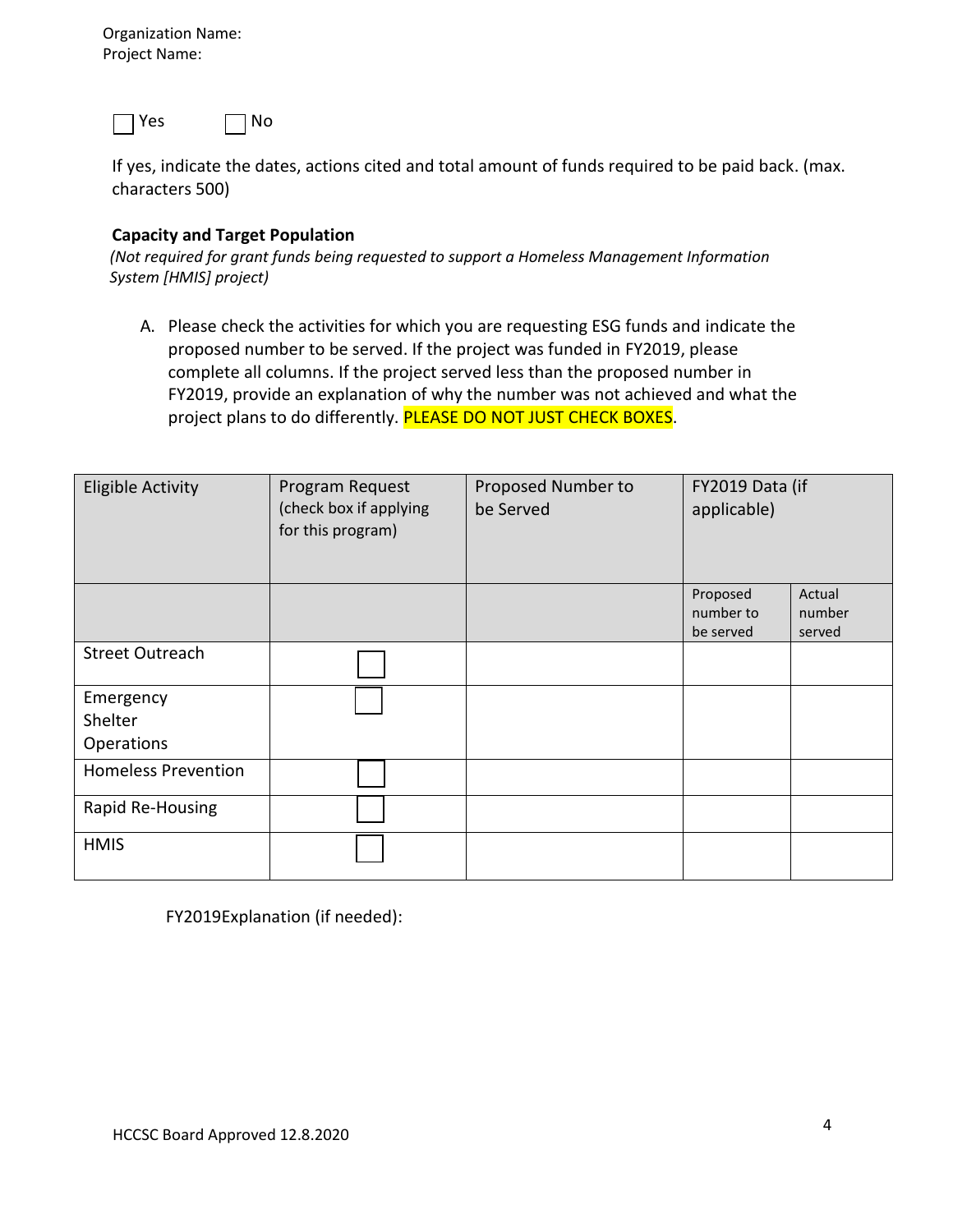Organization Name:
Project Name:

☐ Yes ☐ No

If yes, indicate the dates, actions cited and total amount of funds required to be paid back. (max. characters 500)

**Capacity and Target Population**

*(Not required for grant funds being requested to support a Homeless Management Information System [HMIS] project)*

A. Please check the activities for which you are requesting ESG funds and indicate the proposed number to be served. If the project was funded in FY2019, please complete all columns. If the project served less than the proposed number in FY2019, provide an explanation of why the number was not achieved and what the project plans to do differently. PLEASE DO NOT JUST CHECK BOXES.

| Eligible Activity | Program Request (check box if applying for this program) | Proposed Number to be Served | FY2019 Data (if applicable) | |
|---|---|---|---|---|
| | | | Proposed number to be served | Actual number served |
| Street Outreach | ☐ | | | |
| Emergency Shelter Operations | ☐ | | | |
| Homeless Prevention | ☐ | | | |
| Rapid Re-Housing | ☐ | | | |
| HMIS | ☐ | | | |

FY2019Explanation (if needed):

HCCSC Board Approved 12.8.2020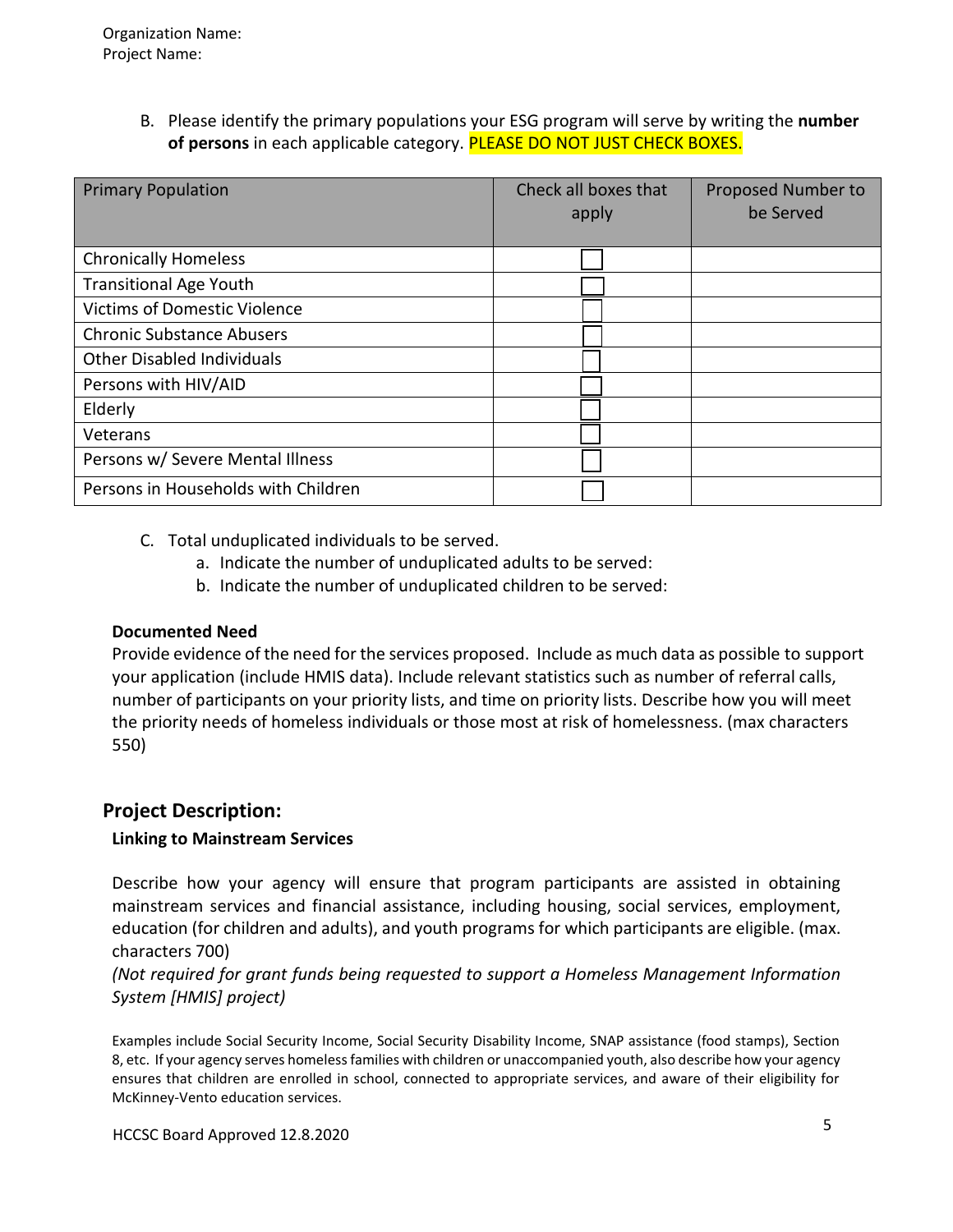Organization Name:
Project Name:

B. Please identify the primary populations your ESG program will serve by writing the **number of persons** in each applicable category. PLEASE DO NOT JUST CHECK BOXES.

| Primary Population | Check all boxes that apply | Proposed Number to be Served |
|---|---|---|
| Chronically Homeless | ☐ | |
| Transitional Age Youth | ☐ | |
| Victims of Domestic Violence | ☐ | |
| Chronic Substance Abusers | ☐ | |
| Other Disabled Individuals | ☐ | |
| Persons with HIV/AID | ☐ | |
| Elderly | ☐ | |
| Veterans | ☐ | |
| Persons w/ Severe Mental Illness | ☐ | |
| Persons in Households with Children | ☐ | |

C. Total unduplicated individuals to be served.
   a. Indicate the number of unduplicated adults to be served:
   b. Indicate the number of unduplicated children to be served:

**Documented Need**

Provide evidence of the need for the services proposed. Include as much data as possible to support your application (include HMIS data). Include relevant statistics such as number of referral calls, number of participants on your priority lists, and time on priority lists. Describe how you will meet the priority needs of homeless individuals or those most at risk of homelessness. (max characters 550)

## Project Description:

**Linking to Mainstream Services**

Describe how your agency will ensure that program participants are assisted in obtaining mainstream services and financial assistance, including housing, social services, employment, education (for children and adults), and youth programs for which participants are eligible. (max. characters 700)

*(Not required for grant funds being requested to support a Homeless Management Information System [HMIS] project)*

Examples include Social Security Income, Social Security Disability Income, SNAP assistance (food stamps), Section 8, etc. If your agency serves homeless families with children or unaccompanied youth, also describe how your agency ensures that children are enrolled in school, connected to appropriate services, and aware of their eligibility for McKinney-Vento education services.

HCCSC Board Approved 12.8.2020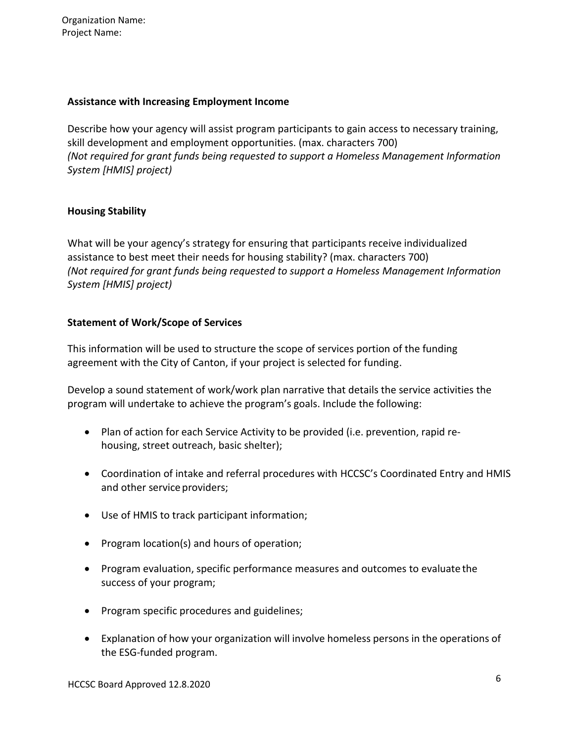Organization Name:
Project Name:

**Assistance with Increasing Employment Income**

Describe how your agency will assist program participants to gain access to necessary training, skill development and employment opportunities. (max. characters 700)
*(Not required for grant funds being requested to support a Homeless Management Information System [HMIS] project)*

**Housing Stability**

What will be your agency's strategy for ensuring that participants receive individualized assistance to best meet their needs for housing stability? (max. characters 700)
*(Not required for grant funds being requested to support a Homeless Management Information System [HMIS] project)*

**Statement of Work/Scope of Services**

This information will be used to structure the scope of services portion of the funding agreement with the City of Canton, if your project is selected for funding.

Develop a sound statement of work/work plan narrative that details the service activities the program will undertake to achieve the program's goals. Include the following:

- Plan of action for each Service Activity to be provided (i.e. prevention, rapid re-housing, street outreach, basic shelter);
- Coordination of intake and referral procedures with HCCSC's Coordinated Entry and HMIS and other service providers;
- Use of HMIS to track participant information;
- Program location(s) and hours of operation;
- Program evaluation, specific performance measures and outcomes to evaluate the success of your program;
- Program specific procedures and guidelines;
- Explanation of how your organization will involve homeless persons in the operations of the ESG-funded program.

HCCSC Board Approved 12.8.2020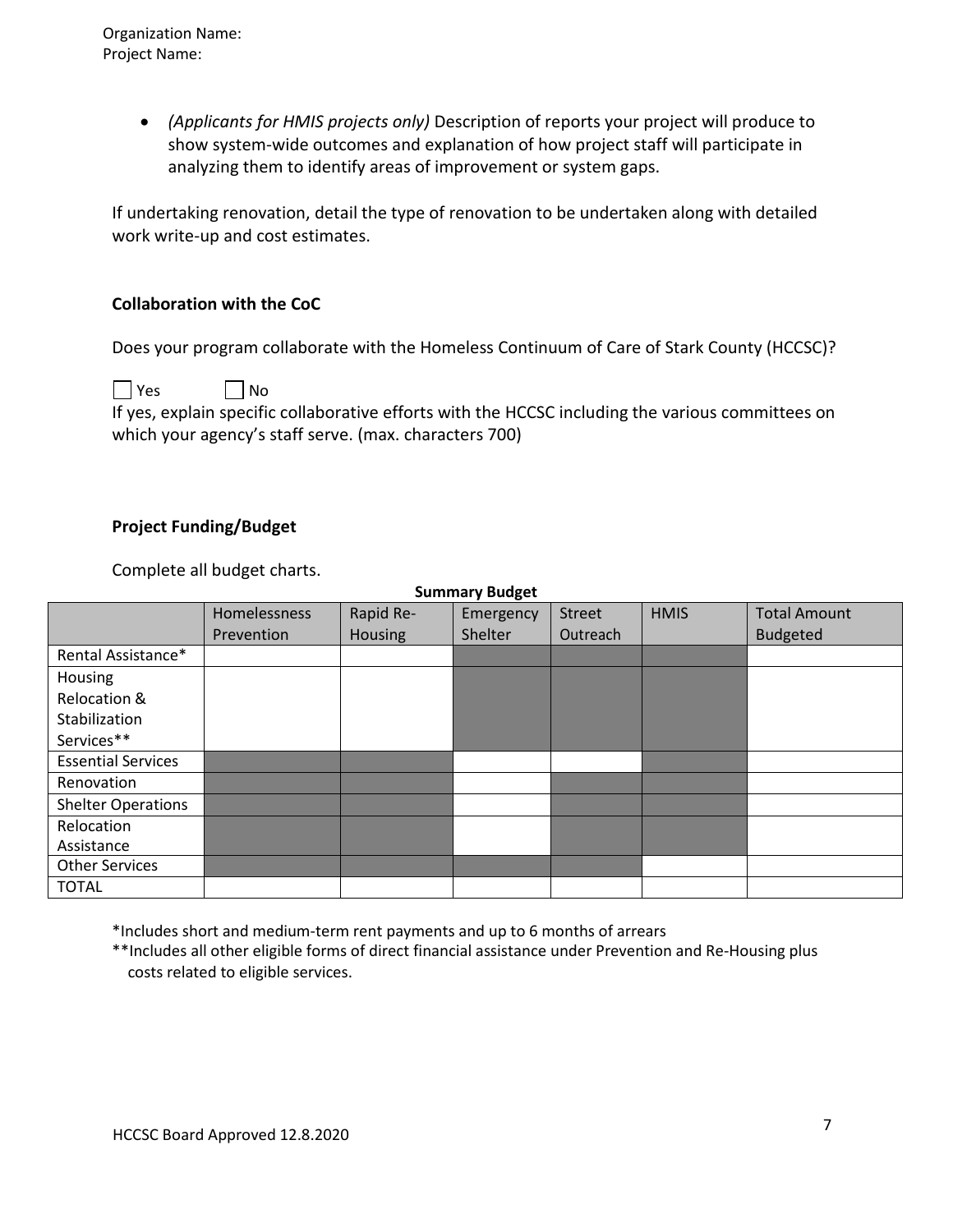Organization Name:
Project Name:

- *(Applicants for HMIS projects only)* Description of reports your project will produce to show system-wide outcomes and explanation of how project staff will participate in analyzing them to identify areas of improvement or system gaps.

If undertaking renovation, detail the type of renovation to be undertaken along with detailed work write-up and cost estimates.

**Collaboration with the CoC**

Does your program collaborate with the Homeless Continuum of Care of Stark County (HCCSC)?

☐ Yes ☐ No

If yes, explain specific collaborative efforts with the HCCSC including the various committees on which your agency's staff serve. (max. characters 700)

**Project Funding/Budget**

Complete all budget charts.

**Summary Budget**

| | Homelessness Prevention | Rapid Re-Housing | Emergency Shelter | Street Outreach | HMIS | Total Amount Budgeted |
|---|---|---|---|---|---|---|
| Rental Assistance* | | | | | | |
| Housing Relocation & Stabilization Services** | | | | | | |
| Essential Services | | | | | | |
| Renovation | | | | | | |
| Shelter Operations | | | | | | |
| Relocation Assistance | | | | | | |
| Other Services | | | | | | |
| TOTAL | | | | | | |

*Includes short and medium-term rent payments and up to 6 months of arrears

**Includes all other eligible forms of direct financial assistance under Prevention and Re-Housing plus costs related to eligible services.

HCCSC Board Approved 12.8.2020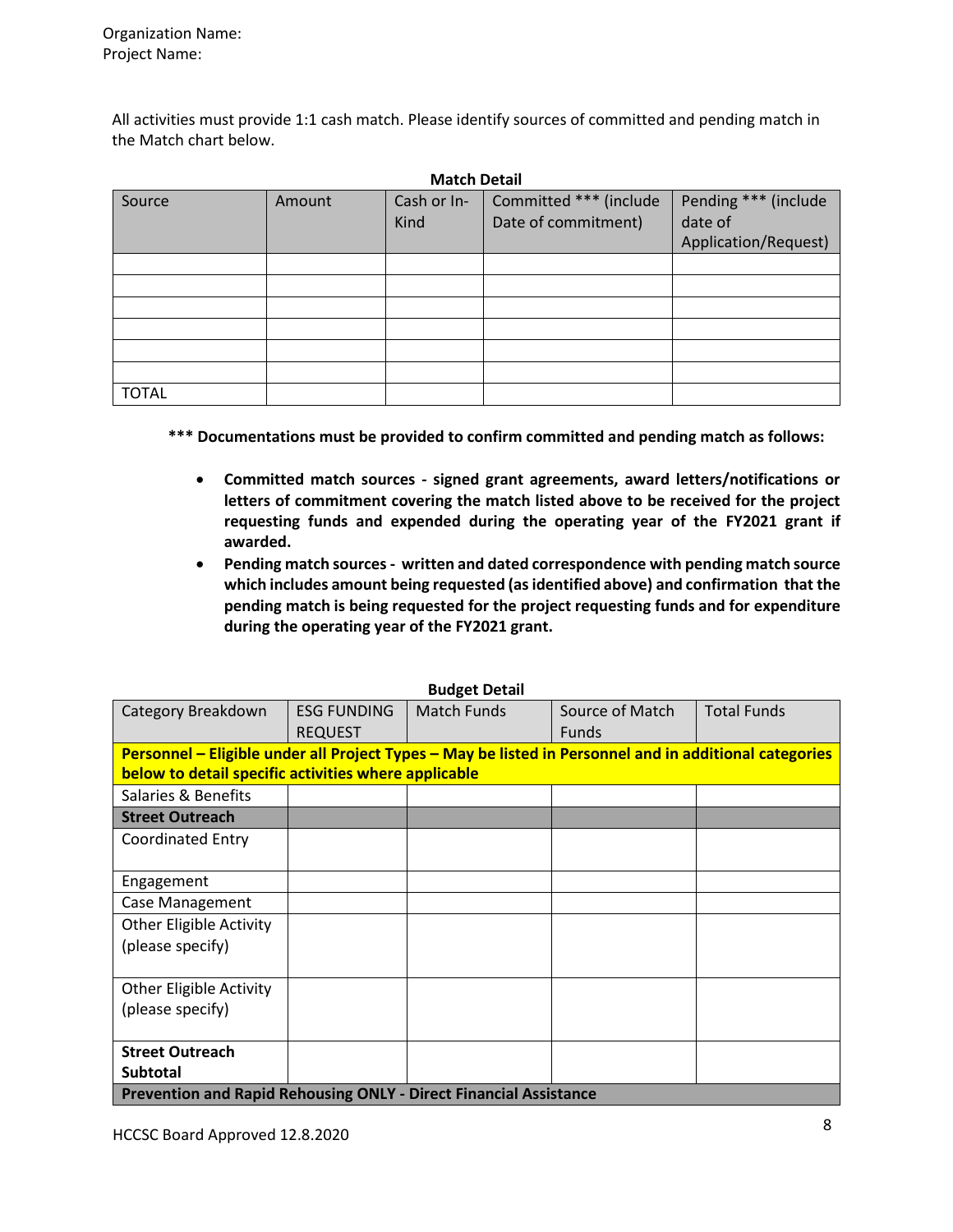Organization Name:
Project Name:

All activities must provide 1:1 cash match. Please identify sources of committed and pending match in the Match chart below.

**Match Detail**

| Source | Amount | Cash or In-Kind | Committed *** (include Date of commitment) | Pending *** (include date of Application/Request) |
|---|---|---|---|---|
| | | | | |
| | | | | |
| | | | | |
| | | | | |
| | | | | |
| | | | | |
| TOTAL | | | | |

**\*\*\* Documentations must be provided to confirm committed and pending match as follows:**

- **Committed match sources - signed grant agreements, award letters/notifications or letters of commitment covering the match listed above to be received for the project requesting funds and expended during the operating year of the FY2021 grant if awarded.**
- **Pending match sources - written and dated correspondence with pending match source which includes amount being requested (as identified above) and confirmation that the pending match is being requested for the project requesting funds and for expenditure during the operating year of the FY2021 grant.**

**Budget Detail**

| Category Breakdown | ESG FUNDING REQUEST | Match Funds | Source of Match Funds | Total Funds |
|---|---|---|---|---|
| **Personnel – Eligible under all Project Types – May be listed in Personnel and in additional categories below to detail specific activities where applicable** | | | | |
| Salaries & Benefits | | | | |
| **Street Outreach** | | | | |
| Coordinated Entry | | | | |
| Engagement | | | | |
| Case Management | | | | |
| Other Eligible Activity (please specify) | | | | |
| Other Eligible Activity (please specify) | | | | |
| **Street Outreach Subtotal** | | | | |
| **Prevention and Rapid Rehousing ONLY - Direct Financial Assistance** | | | | |

HCCSC Board Approved 12.8.2020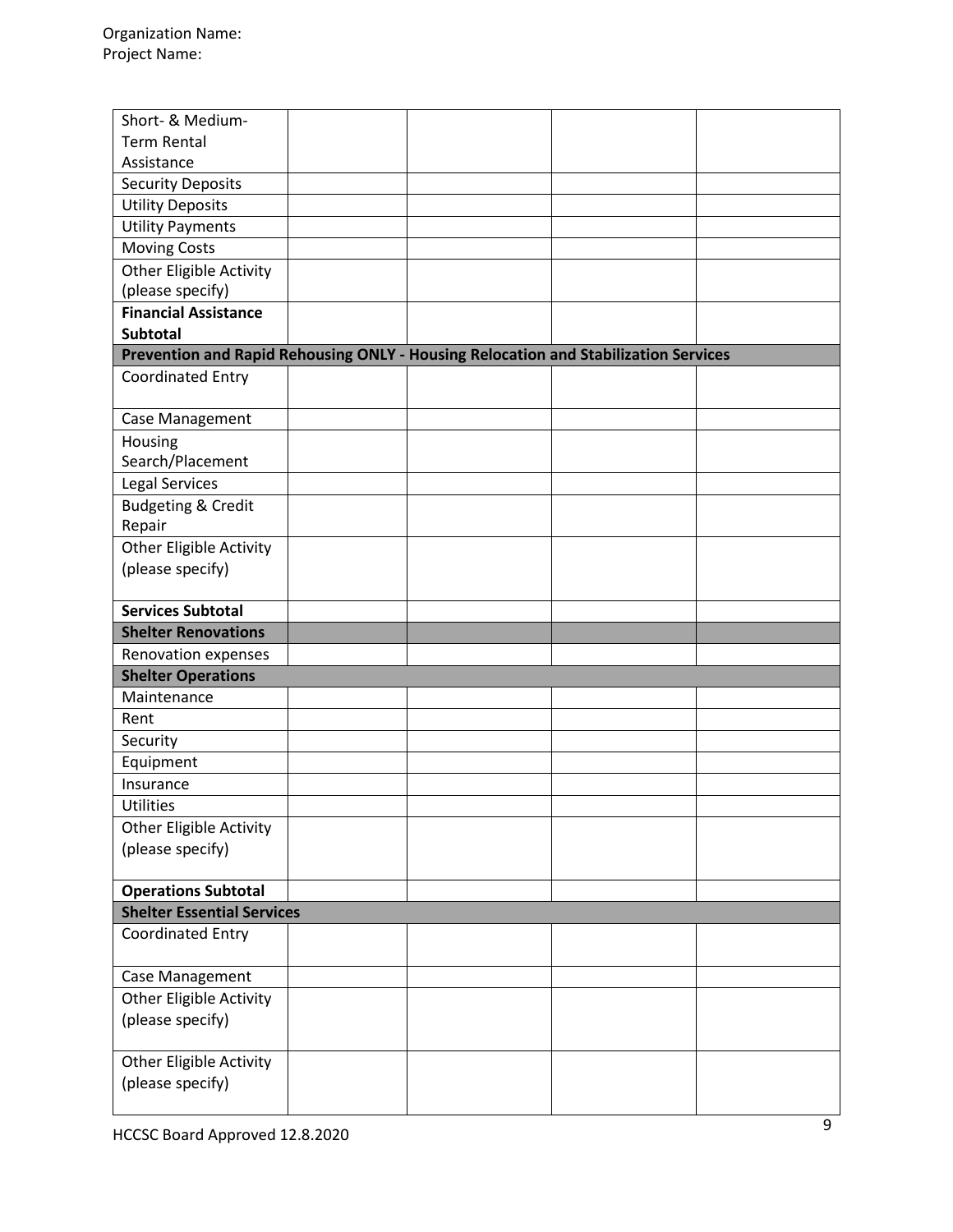Organization Name:
Project Name:

| | | | | |
|---|---|---|---|---|
| Short- & Medium-Term Rental Assistance | | | | |
| Security Deposits | | | | |
| Utility Deposits | | | | |
| Utility Payments | | | | |
| Moving Costs | | | | |
| Other Eligible Activity (please specify) | | | | |
| **Financial Assistance Subtotal** | | | | |
| **Prevention and Rapid Rehousing ONLY - Housing Relocation and Stabilization Services** | | | | |
| Coordinated Entry | | | | |
| Case Management | | | | |
| Housing Search/Placement | | | | |
| Legal Services | | | | |
| Budgeting & Credit Repair | | | | |
| Other Eligible Activity (please specify) | | | | |
| **Services Subtotal** | | | | |
| **Shelter Renovations** | | | | |
| Renovation expenses | | | | |
| **Shelter Operations** | | | | |
| Maintenance | | | | |
| Rent | | | | |
| Security | | | | |
| Equipment | | | | |
| Insurance | | | | |
| Utilities | | | | |
| Other Eligible Activity (please specify) | | | | |
| **Operations Subtotal** | | | | |
| **Shelter Essential Services** | | | | |
| Coordinated Entry | | | | |
| Case Management | | | | |
| Other Eligible Activity (please specify) | | | | |
| Other Eligible Activity (please specify) | | | | |

HCCSC Board Approved 12.8.2020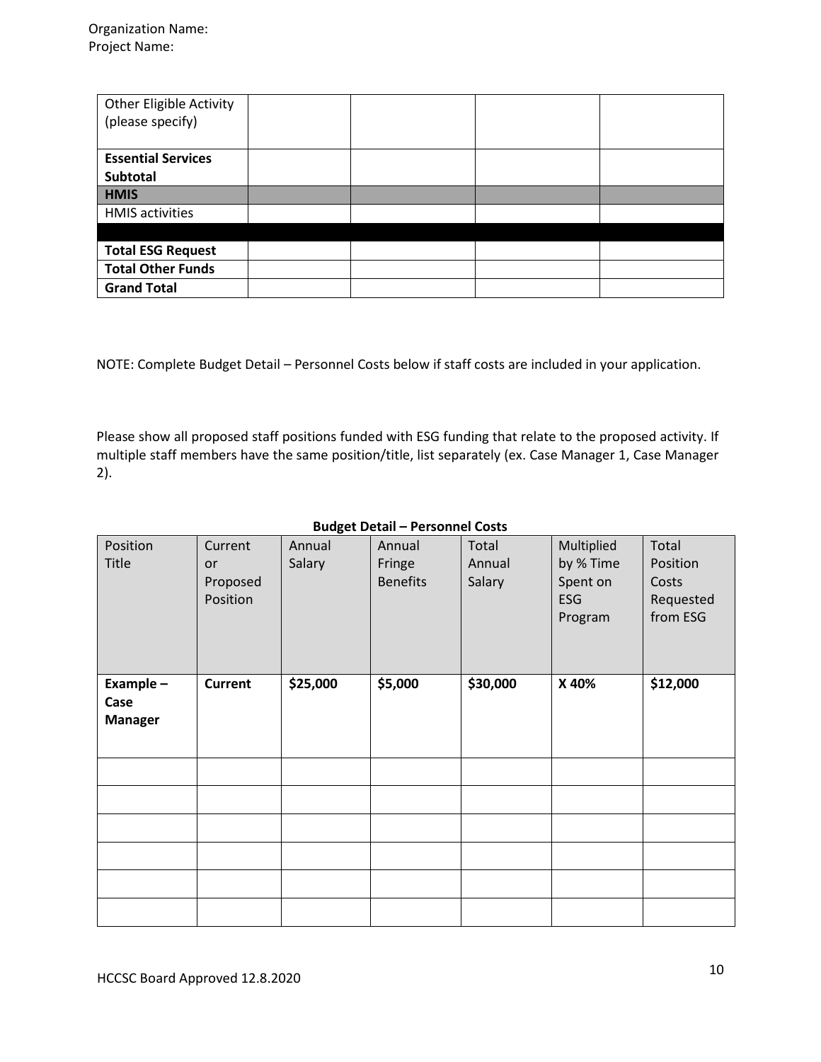Organization Name:
Project Name:

| | | | | |
|---|---|---|---|---|
| Other Eligible Activity (please specify) | | | | |
| **Essential Services Subtotal** | | | | |
| **HMIS** | | | | |
| HMIS activities | | | | |
| | | | | |
| **Total ESG Request** | | | | |
| **Total Other Funds** | | | | |
| **Grand Total** | | | | |

NOTE: Complete Budget Detail – Personnel Costs below if staff costs are included in your application.

Please show all proposed staff positions funded with ESG funding that relate to the proposed activity. If multiple staff members have the same position/title, list separately (ex. Case Manager 1, Case Manager 2).

**Budget Detail – Personnel Costs**

| Position Title | Current or Proposed Position | Annual Salary | Annual Fringe Benefits | Total Annual Salary | Multiplied by % Time Spent on ESG Program | Total Position Costs Requested from ESG |
|---|---|---|---|---|---|---|
| **Example – Case Manager** | **Current** | **$25,000** | **$5,000** | **$30,000** | **X 40%** | **$12,000** |
| | | | | | | |
| | | | | | | |
| | | | | | | |
| | | | | | | |
| | | | | | | |
| | | | | | | |

HCCSC Board Approved 12.8.2020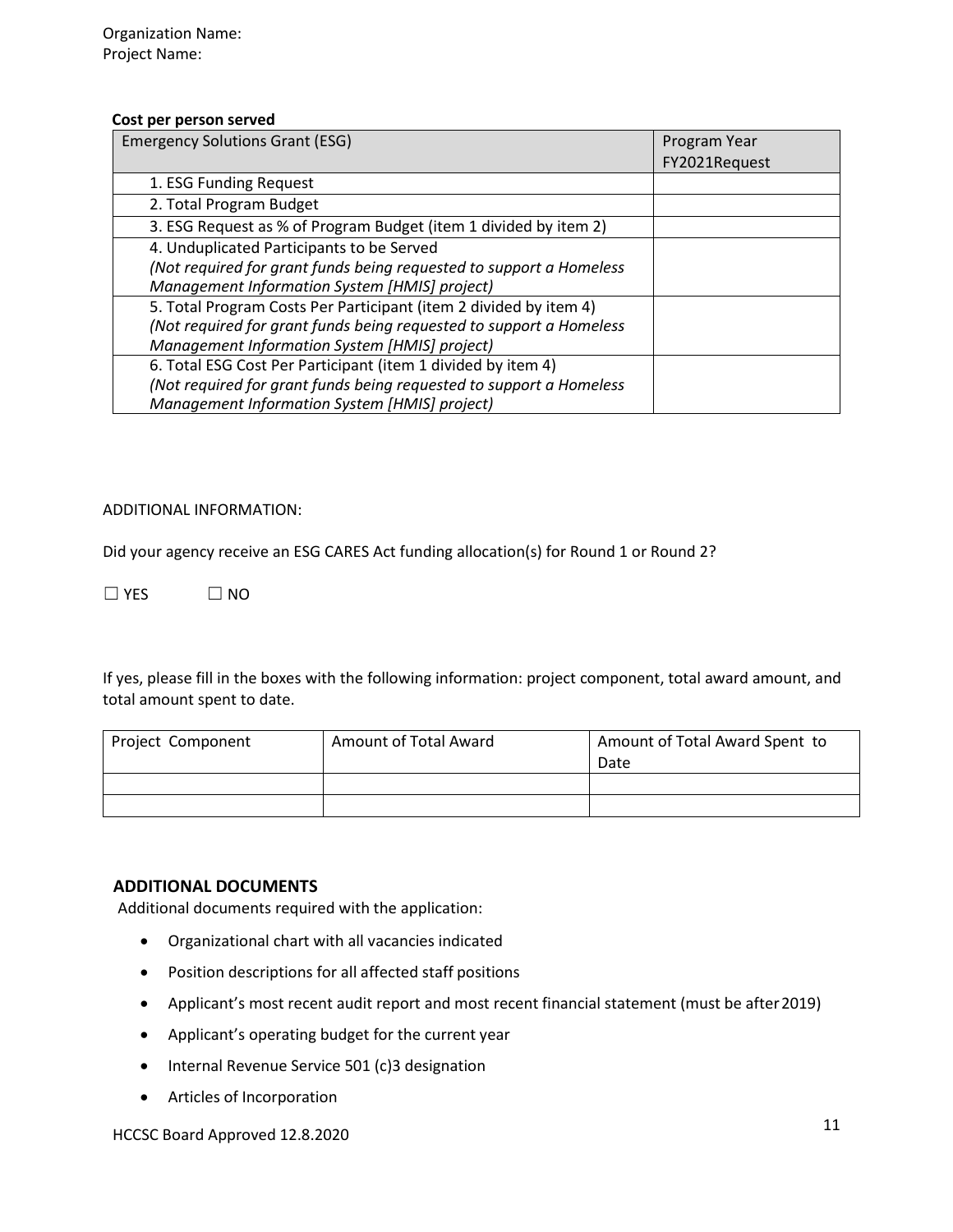Organization Name:
Project Name:

**Cost per person served**

| Emergency Solutions Grant (ESG) | Program Year FY2021Request |
|---|---|
| 1. ESG Funding Request | |
| 2. Total Program Budget | |
| 3. ESG Request as % of Program Budget (item 1 divided by item 2) | |
| 4. Unduplicated Participants to be Served *(Not required for grant funds being requested to support a Homeless Management Information System [HMIS] project)* | |
| 5. Total Program Costs Per Participant (item 2 divided by item 4) *(Not required for grant funds being requested to support a Homeless Management Information System [HMIS] project)* | |
| 6. Total ESG Cost Per Participant (item 1 divided by item 4) *(Not required for grant funds being requested to support a Homeless Management Information System [HMIS] project)* | |

ADDITIONAL INFORMATION:

Did your agency receive an ESG CARES Act funding allocation(s) for Round 1 or Round 2?

☐ YES ☐ NO

If yes, please fill in the boxes with the following information: project component, total award amount, and total amount spent to date.

| Project Component | Amount of Total Award | Amount of Total Award Spent to Date |
|---|---|---|
| | | |
| | | |

## ADDITIONAL DOCUMENTS

Additional documents required with the application:

- Organizational chart with all vacancies indicated
- Position descriptions for all affected staff positions
- Applicant's most recent audit report and most recent financial statement (must be after 2019)
- Applicant's operating budget for the current year
- Internal Revenue Service 501 (c)3 designation
- Articles of Incorporation

HCCSC Board Approved 12.8.2020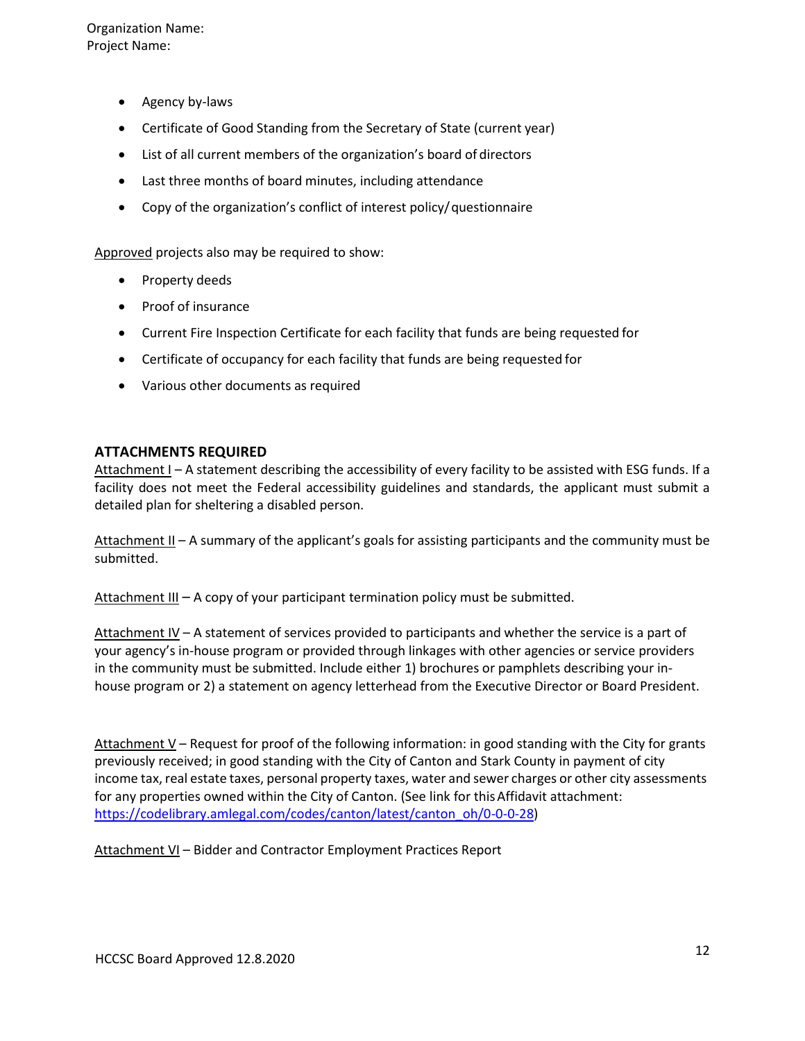Organization Name:
Project Name:

- Agency by-laws
- Certificate of Good Standing from the Secretary of State (current year)
- List of all current members of the organization's board of directors
- Last three months of board minutes, including attendance
- Copy of the organization's conflict of interest policy/questionnaire

Approved projects also may be required to show:

- Property deeds
- Proof of insurance
- Current Fire Inspection Certificate for each facility that funds are being requested for
- Certificate of occupancy for each facility that funds are being requested for
- Various other documents as required

### ATTACHMENTS REQUIRED

Attachment I – A statement describing the accessibility of every facility to be assisted with ESG funds. If a facility does not meet the Federal accessibility guidelines and standards, the applicant must submit a detailed plan for sheltering a disabled person.

Attachment II – A summary of the applicant's goals for assisting participants and the community must be submitted.

Attachment III – A copy of your participant termination policy must be submitted.

Attachment IV – A statement of services provided to participants and whether the service is a part of your agency's in-house program or provided through linkages with other agencies or service providers in the community must be submitted. Include either 1) brochures or pamphlets describing your in-house program or 2) a statement on agency letterhead from the Executive Director or Board President.

Attachment V – Request for proof of the following information: in good standing with the City for grants previously received; in good standing with the City of Canton and Stark County in payment of city income tax, real estate taxes, personal property taxes, water and sewer charges or other city assessments for any properties owned within the City of Canton. (See link for this Affidavit attachment: https://codelibrary.amlegal.com/codes/canton/latest/canton_oh/0-0-0-28)

Attachment VI – Bidder and Contractor Employment Practices Report

HCCSC Board Approved 12.8.2020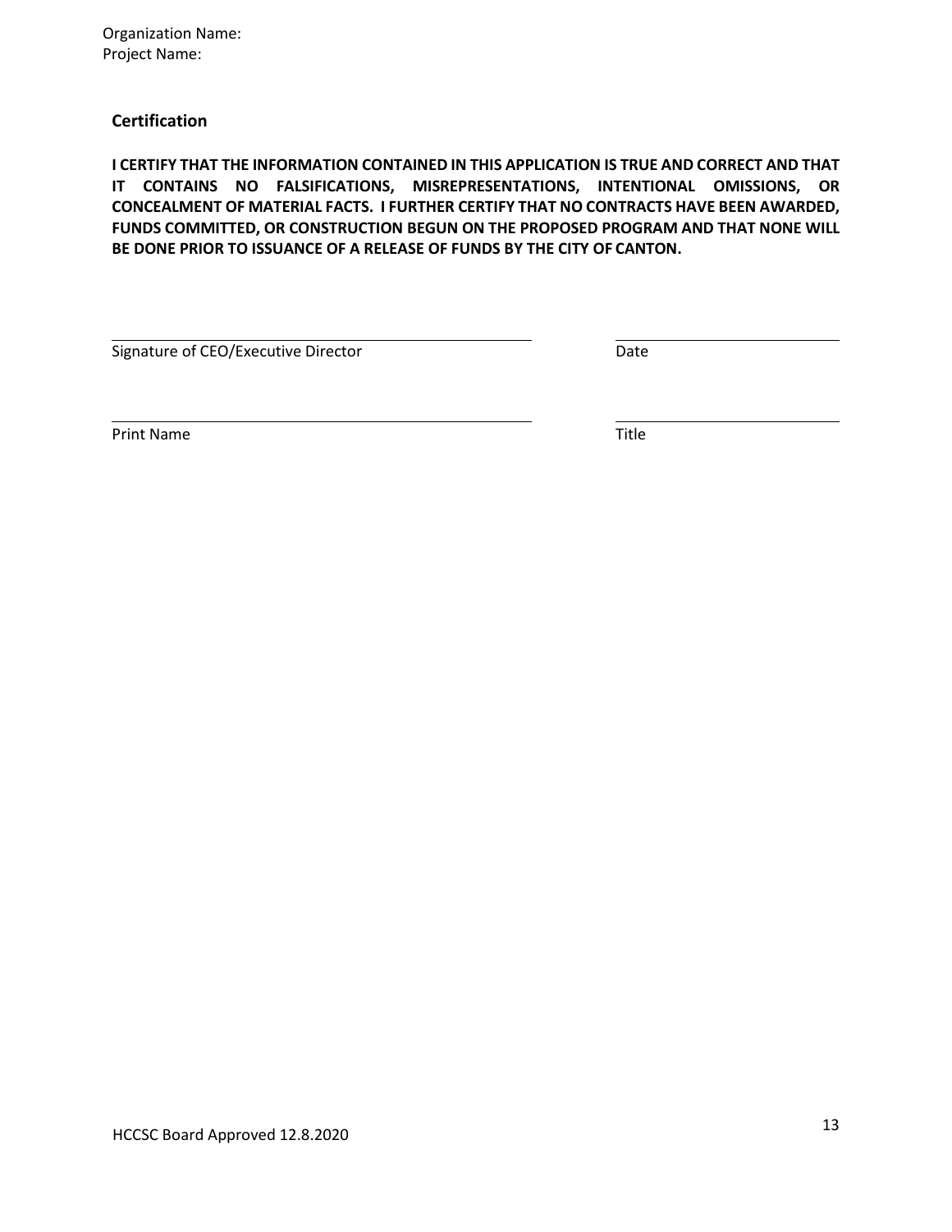Organization Name:
Project Name:

## Certification

**I CERTIFY THAT THE INFORMATION CONTAINED IN THIS APPLICATION IS TRUE AND CORRECT AND THAT IT CONTAINS NO FALSIFICATIONS, MISREPRESENTATIONS, INTENTIONAL OMISSIONS, OR CONCEALMENT OF MATERIAL FACTS. I FURTHER CERTIFY THAT NO CONTRACTS HAVE BEEN AWARDED, FUNDS COMMITTED, OR CONSTRUCTION BEGUN ON THE PROPOSED PROGRAM AND THAT NONE WILL BE DONE PRIOR TO ISSUANCE OF A RELEASE OF FUNDS BY THE CITY OF CANTON.**

\_\_\_\_\_\_\_\_\_\_\_\_\_\_\_\_\_\_\_\_\_\_\_\_\_\_\_\_\_\_\_\_\_\_\_\_\_\_\_\_ \_\_\_\_\_\_\_\_\_\_\_\_\_\_\_\_\_\_\_\_
Signature of CEO/Executive Director Date

\_\_\_\_\_\_\_\_\_\_\_\_\_\_\_\_\_\_\_\_\_\_\_\_\_\_\_\_\_\_\_\_\_\_\_\_\_\_\_\_ \_\_\_\_\_\_\_\_\_\_\_\_\_\_\_\_\_\_\_\_
Print Name Title

HCCSC Board Approved 12.8.2020